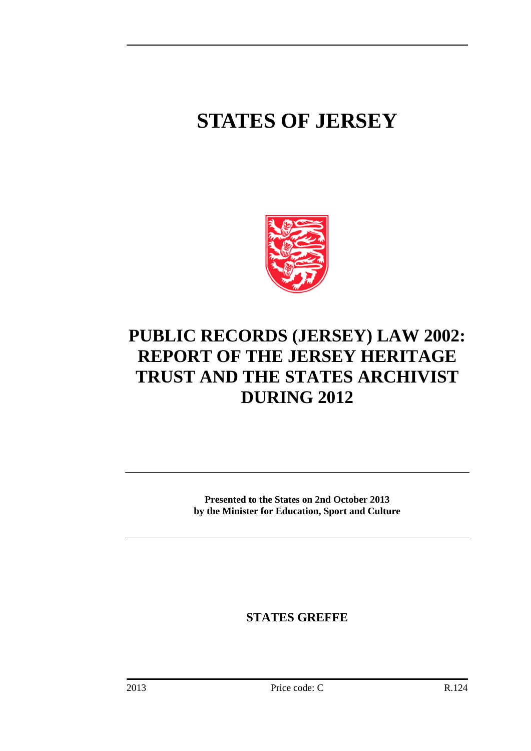# STATES OF JERSEY

# PUBLIC RECORDS (JERSEY) LAW 2002: REPORT OF THE JERSEY HERITAGE TRUST AND THE STATES ARCHIVIST DURING 2012

**Presented to the States on 2nd October 2013 by the Minister for Education, Sport and Culture**

**STATES GREFFE**

2013 Price code: C R.124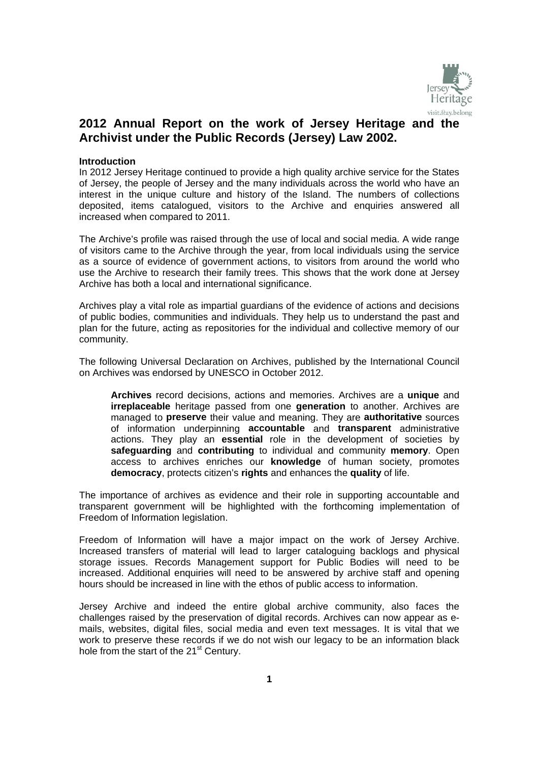# 2012 Annual Report on the work of Jersey Heritage and the Archivist under the Public Records (Jersey) Law 2002.

**Introduction**

In 2012 Jersey Heritage continued to provide a high quality archive service for the States of Jersey, the people of Jersey and the many individuals across the world who have an interest in the unique culture and history of the Island. The numbers of collections deposited, items catalogued, visitors to the Archive and enquiries answered all increased when compared to 2011.

The Archive's profile was raised through the use of local and social media. A wide range of visitors came to the Archive through the year, from local individuals using the service as a source of evidence of government actions, to visitors from around the world who use the Archive to research their family trees. This shows that the work done at Jersey Archive has both a local and international significance.

Archives play a vital role as impartial guardians of the evidence of actions and decisions of public bodies, communities and individuals. They help us to understand the past and plan for the future, acting as repositories for the individual and collective memory of our community.

The following Universal Declaration on Archives, published by the International Council on Archives was endorsed by UNESCO in October 2012.

> **Archives** record decisions, actions and memories. Archives are a **unique** and **irreplaceable** heritage passed from one **generation** to another. Archives are managed to **preserve** their value and meaning. They are **authoritative** sources of information underpinning **accountable** and **transparent** administrative actions. They play an **essential** role in the development of societies by **safeguarding** and **contributing** to individual and community **memory**. Open access to archives enriches our **knowledge** of human society, promotes **democracy**, protects citizen's **rights** and enhances the **quality** of life.

The importance of archives as evidence and their role in supporting accountable and transparent government will be highlighted with the forthcoming implementation of Freedom of Information legislation.

Freedom of Information will have a major impact on the work of Jersey Archive. Increased transfers of material will lead to larger cataloguing backlogs and physical storage issues. Records Management support for Public Bodies will need to be increased. Additional enquiries will need to be answered by archive staff and opening hours should be increased in line with the ethos of public access to information.

Jersey Archive and indeed the entire global archive community, also faces the challenges raised by the preservation of digital records. Archives can now appear as e-mails, websites, digital files, social media and even text messages. It is vital that we work to preserve these records if we do not wish our legacy to be an information black hole from the start of the 21st Century.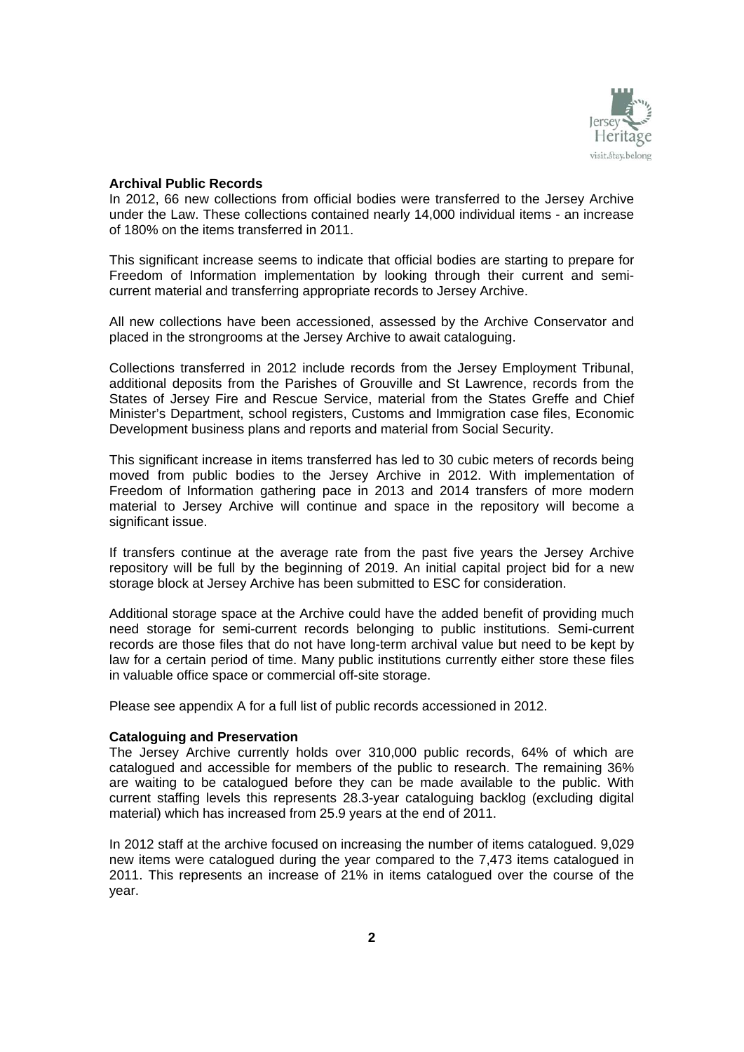### Archival Public Records

In 2012, 66 new collections from official bodies were transferred to the Jersey Archive under the Law. These collections contained nearly 14,000 individual items - an increase of 180% on the items transferred in 2011.

This significant increase seems to indicate that official bodies are starting to prepare for Freedom of Information implementation by looking through their current and semi-current material and transferring appropriate records to Jersey Archive.

All new collections have been accessioned, assessed by the Archive Conservator and placed in the strongrooms at the Jersey Archive to await cataloguing.

Collections transferred in 2012 include records from the Jersey Employment Tribunal, additional deposits from the Parishes of Grouville and St Lawrence, records from the States of Jersey Fire and Rescue Service, material from the States Greffe and Chief Minister's Department, school registers, Customs and Immigration case files, Economic Development business plans and reports and material from Social Security.

This significant increase in items transferred has led to 30 cubic meters of records being moved from public bodies to the Jersey Archive in 2012. With implementation of Freedom of Information gathering pace in 2013 and 2014 transfers of more modern material to Jersey Archive will continue and space in the repository will become a significant issue.

If transfers continue at the average rate from the past five years the Jersey Archive repository will be full by the beginning of 2019. An initial capital project bid for a new storage block at Jersey Archive has been submitted to ESC for consideration.

Additional storage space at the Archive could have the added benefit of providing much need storage for semi-current records belonging to public institutions. Semi-current records are those files that do not have long-term archival value but need to be kept by law for a certain period of time. Many public institutions currently either store these files in valuable office space or commercial off-site storage.

Please see appendix A for a full list of public records accessioned in 2012.

### Cataloguing and Preservation

The Jersey Archive currently holds over 310,000 public records, 64% of which are catalogued and accessible for members of the public to research. The remaining 36% are waiting to be catalogued before they can be made available to the public. With current staffing levels this represents 28.3-year cataloguing backlog (excluding digital material) which has increased from 25.9 years at the end of 2011.

In 2012 staff at the archive focused on increasing the number of items catalogued. 9,029 new items were catalogued during the year compared to the 7,473 items catalogued in 2011. This represents an increase of 21% in items catalogued over the course of the year.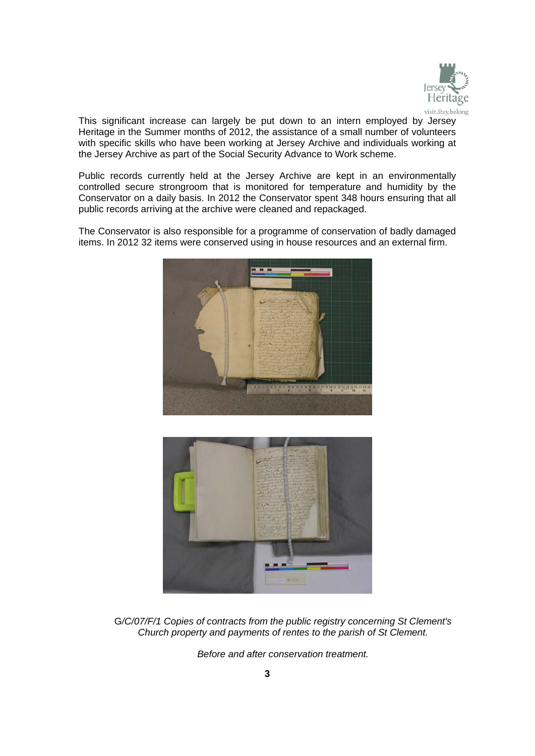This significant increase can largely be put down to an intern employed by Jersey Heritage in the Summer months of 2012, the assistance of a small number of volunteers with specific skills who have been working at Jersey Archive and individuals working at the Jersey Archive as part of the Social Security Advance to Work scheme.

Public records currently held at the Jersey Archive are kept in an environmentally controlled secure strongroom that is monitored for temperature and humidity by the Conservator on a daily basis. In 2012 the Conservator spent 348 hours ensuring that all public records arriving at the archive were cleaned and repackaged.

The Conservator is also responsible for a programme of conservation of badly damaged items. In 2012 32 items were conserved using in house resources and an external firm.

*G/C/07/F/1 Copies of contracts from the public registry concerning St Clement's Church property and payments of rentes to the parish of St Clement.*

*Before and after conservation treatment.*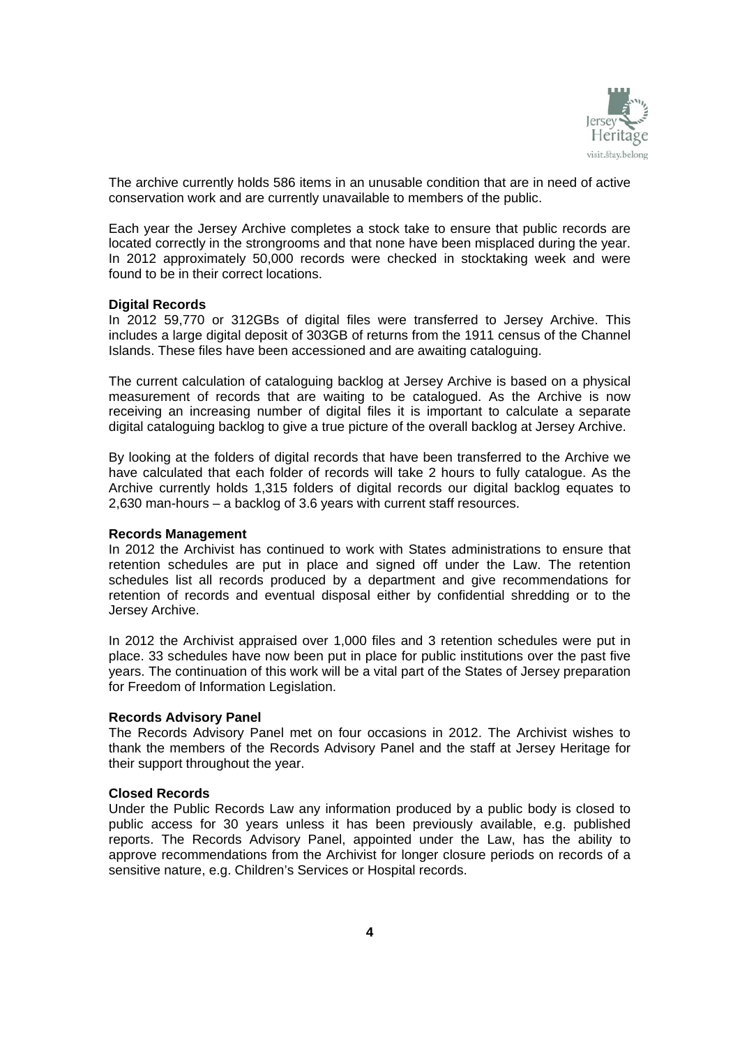The archive currently holds 586 items in an unusable condition that are in need of active conservation work and are currently unavailable to members of the public.

Each year the Jersey Archive completes a stock take to ensure that public records are located correctly in the strongrooms and that none have been misplaced during the year. In 2012 approximately 50,000 records were checked in stocktaking week and were found to be in their correct locations.

**Digital Records**

In 2012 59,770 or 312GBs of digital files were transferred to Jersey Archive. This includes a large digital deposit of 303GB of returns from the 1911 census of the Channel Islands. These files have been accessioned and are awaiting cataloguing.

The current calculation of cataloguing backlog at Jersey Archive is based on a physical measurement of records that are waiting to be catalogued. As the Archive is now receiving an increasing number of digital files it is important to calculate a separate digital cataloguing backlog to give a true picture of the overall backlog at Jersey Archive.

By looking at the folders of digital records that have been transferred to the Archive we have calculated that each folder of records will take 2 hours to fully catalogue. As the Archive currently holds 1,315 folders of digital records our digital backlog equates to 2,630 man-hours – a backlog of 3.6 years with current staff resources.

**Records Management**

In 2012 the Archivist has continued to work with States administrations to ensure that retention schedules are put in place and signed off under the Law. The retention schedules list all records produced by a department and give recommendations for retention of records and eventual disposal either by confidential shredding or to the Jersey Archive.

In 2012 the Archivist appraised over 1,000 files and 3 retention schedules were put in place. 33 schedules have now been put in place for public institutions over the past five years. The continuation of this work will be a vital part of the States of Jersey preparation for Freedom of Information Legislation.

**Records Advisory Panel**

The Records Advisory Panel met on four occasions in 2012. The Archivist wishes to thank the members of the Records Advisory Panel and the staff at Jersey Heritage for their support throughout the year.

**Closed Records**

Under the Public Records Law any information produced by a public body is closed to public access for 30 years unless it has been previously available, e.g. published reports. The Records Advisory Panel, appointed under the Law, has the ability to approve recommendations from the Archivist for longer closure periods on records of a sensitive nature, e.g. Children's Services or Hospital records.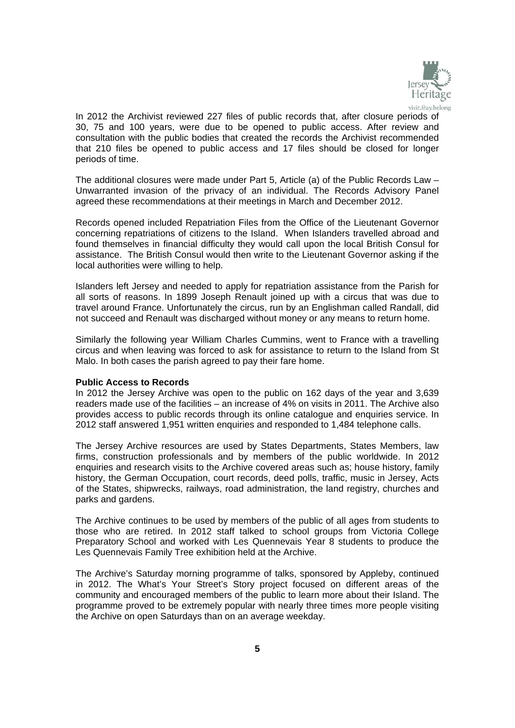In 2012 the Archivist reviewed 227 files of public records that, after closure periods of 30, 75 and 100 years, were due to be opened to public access. After review and consultation with the public bodies that created the records the Archivist recommended that 210 files be opened to public access and 17 files should be closed for longer periods of time.

The additional closures were made under Part 5, Article (a) of the Public Records Law – Unwarranted invasion of the privacy of an individual. The Records Advisory Panel agreed these recommendations at their meetings in March and December 2012.

Records opened included Repatriation Files from the Office of the Lieutenant Governor concerning repatriations of citizens to the Island. When Islanders travelled abroad and found themselves in financial difficulty they would call upon the local British Consul for assistance. The British Consul would then write to the Lieutenant Governor asking if the local authorities were willing to help.

Islanders left Jersey and needed to apply for repatriation assistance from the Parish for all sorts of reasons. In 1899 Joseph Renault joined up with a circus that was due to travel around France. Unfortunately the circus, run by an Englishman called Randall, did not succeed and Renault was discharged without money or any means to return home.

Similarly the following year William Charles Cummins, went to France with a travelling circus and when leaving was forced to ask for assistance to return to the Island from St Malo. In both cases the parish agreed to pay their fare home.

**Public Access to Records**

In 2012 the Jersey Archive was open to the public on 162 days of the year and 3,639 readers made use of the facilities – an increase of 4% on visits in 2011. The Archive also provides access to public records through its online catalogue and enquiries service. In 2012 staff answered 1,951 written enquiries and responded to 1,484 telephone calls.

The Jersey Archive resources are used by States Departments, States Members, law firms, construction professionals and by members of the public worldwide. In 2012 enquiries and research visits to the Archive covered areas such as; house history, family history, the German Occupation, court records, deed polls, traffic, music in Jersey, Acts of the States, shipwrecks, railways, road administration, the land registry, churches and parks and gardens.

The Archive continues to be used by members of the public of all ages from students to those who are retired. In 2012 staff talked to school groups from Victoria College Preparatory School and worked with Les Quennevais Year 8 students to produce the Les Quennevais Family Tree exhibition held at the Archive.

The Archive's Saturday morning programme of talks, sponsored by Appleby, continued in 2012. The What's Your Street's Story project focused on different areas of the community and encouraged members of the public to learn more about their Island. The programme proved to be extremely popular with nearly three times more people visiting the Archive on open Saturdays than on an average weekday.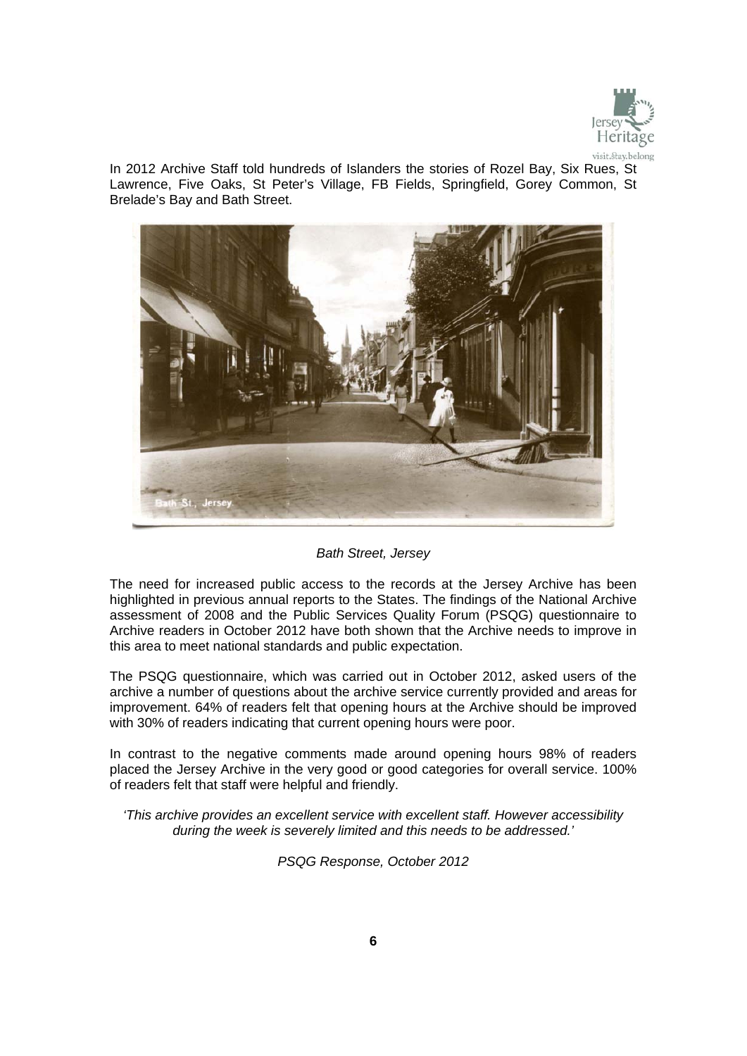In 2012 Archive Staff told hundreds of Islanders the stories of Rozel Bay, Six Rues, St Lawrence, Five Oaks, St Peter's Village, FB Fields, Springfield, Gorey Common, St Brelade's Bay and Bath Street.

*Bath Street, Jersey*

The need for increased public access to the records at the Jersey Archive has been highlighted in previous annual reports to the States. The findings of the National Archive assessment of 2008 and the Public Services Quality Forum (PSQG) questionnaire to Archive readers in October 2012 have both shown that the Archive needs to improve in this area to meet national standards and public expectation.

The PSQG questionnaire, which was carried out in October 2012, asked users of the archive a number of questions about the archive service currently provided and areas for improvement. 64% of readers felt that opening hours at the Archive should be improved with 30% of readers indicating that current opening hours were poor.

In contrast to the negative comments made around opening hours 98% of readers placed the Jersey Archive in the very good or good categories for overall service. 100% of readers felt that staff were helpful and friendly.

*'This archive provides an excellent service with excellent staff. However accessibility during the week is severely limited and this needs to be addressed.'*

*PSQG Response, October 2012*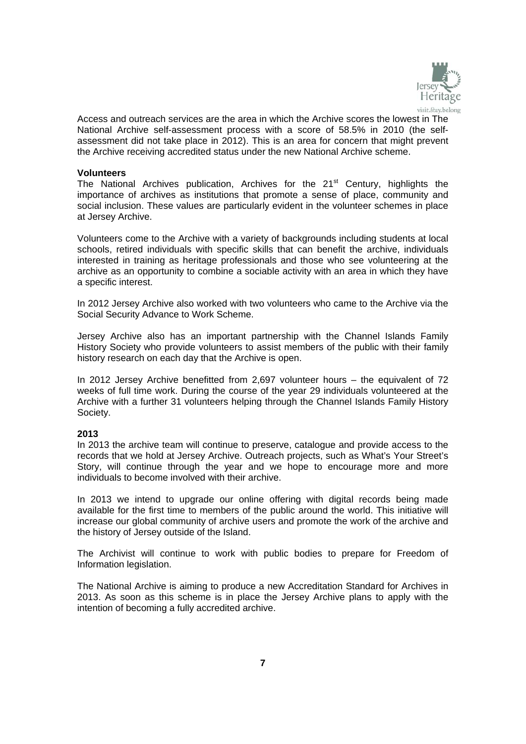Access and outreach services are the area in which the Archive scores the lowest in The National Archive self-assessment process with a score of 58.5% in 2010 (the self-assessment did not take place in 2012). This is an area for concern that might prevent the Archive receiving accredited status under the new National Archive scheme.

**Volunteers**

The National Archives publication, Archives for the 21st Century, highlights the importance of archives as institutions that promote a sense of place, community and social inclusion. These values are particularly evident in the volunteer schemes in place at Jersey Archive.

Volunteers come to the Archive with a variety of backgrounds including students at local schools, retired individuals with specific skills that can benefit the archive, individuals interested in training as heritage professionals and those who see volunteering at the archive as an opportunity to combine a sociable activity with an area in which they have a specific interest.

In 2012 Jersey Archive also worked with two volunteers who came to the Archive via the Social Security Advance to Work Scheme.

Jersey Archive also has an important partnership with the Channel Islands Family History Society who provide volunteers to assist members of the public with their family history research on each day that the Archive is open.

In 2012 Jersey Archive benefitted from 2,697 volunteer hours – the equivalent of 72 weeks of full time work. During the course of the year 29 individuals volunteered at the Archive with a further 31 volunteers helping through the Channel Islands Family History Society.

**2013**

In 2013 the archive team will continue to preserve, catalogue and provide access to the records that we hold at Jersey Archive. Outreach projects, such as What's Your Street's Story, will continue through the year and we hope to encourage more and more individuals to become involved with their archive.

In 2013 we intend to upgrade our online offering with digital records being made available for the first time to members of the public around the world. This initiative will increase our global community of archive users and promote the work of the archive and the history of Jersey outside of the Island.

The Archivist will continue to work with public bodies to prepare for Freedom of Information legislation.

The National Archive is aiming to produce a new Accreditation Standard for Archives in 2013. As soon as this scheme is in place the Jersey Archive plans to apply with the intention of becoming a fully accredited archive.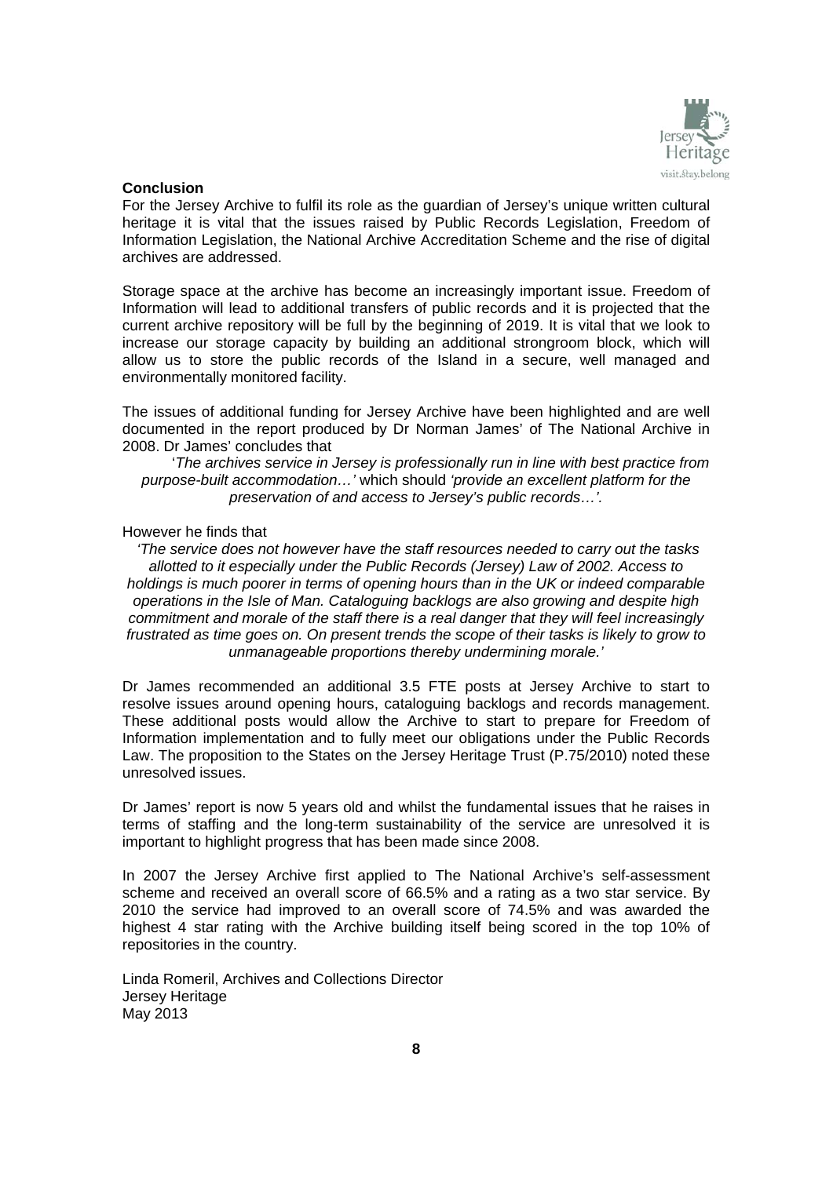**Conclusion**

For the Jersey Archive to fulfil its role as the guardian of Jersey's unique written cultural heritage it is vital that the issues raised by Public Records Legislation, Freedom of Information Legislation, the National Archive Accreditation Scheme and the rise of digital archives are addressed.

Storage space at the archive has become an increasingly important issue. Freedom of Information will lead to additional transfers of public records and it is projected that the current archive repository will be full by the beginning of 2019. It is vital that we look to increase our storage capacity by building an additional strongroom block, which will allow us to store the public records of the Island in a secure, well managed and environmentally monitored facility.

The issues of additional funding for Jersey Archive have been highlighted and are well documented in the report produced by Dr Norman James' of The National Archive in 2008. Dr James' concludes that

> '*The archives service in Jersey is professionally run in line with best practice from purpose-built accommodation…'* which should *'provide an excellent platform for the preservation of and access to Jersey's public records…'.*

However he finds that

> *'The service does not however have the staff resources needed to carry out the tasks allotted to it especially under the Public Records (Jersey) Law of 2002. Access to holdings is much poorer in terms of opening hours than in the UK or indeed comparable operations in the Isle of Man. Cataloguing backlogs are also growing and despite high commitment and morale of the staff there is a real danger that they will feel increasingly frustrated as time goes on. On present trends the scope of their tasks is likely to grow to unmanageable proportions thereby undermining morale.'*

Dr James recommended an additional 3.5 FTE posts at Jersey Archive to start to resolve issues around opening hours, cataloguing backlogs and records management. These additional posts would allow the Archive to start to prepare for Freedom of Information implementation and to fully meet our obligations under the Public Records Law. The proposition to the States on the Jersey Heritage Trust (P.75/2010) noted these unresolved issues.

Dr James' report is now 5 years old and whilst the fundamental issues that he raises in terms of staffing and the long-term sustainability of the service are unresolved it is important to highlight progress that has been made since 2008.

In 2007 the Jersey Archive first applied to The National Archive's self-assessment scheme and received an overall score of 66.5% and a rating as a two star service. By 2010 the service had improved to an overall score of 74.5% and was awarded the highest 4 star rating with the Archive building itself being scored in the top 10% of repositories in the country.

Linda Romeril, Archives and Collections Director
Jersey Heritage
May 2013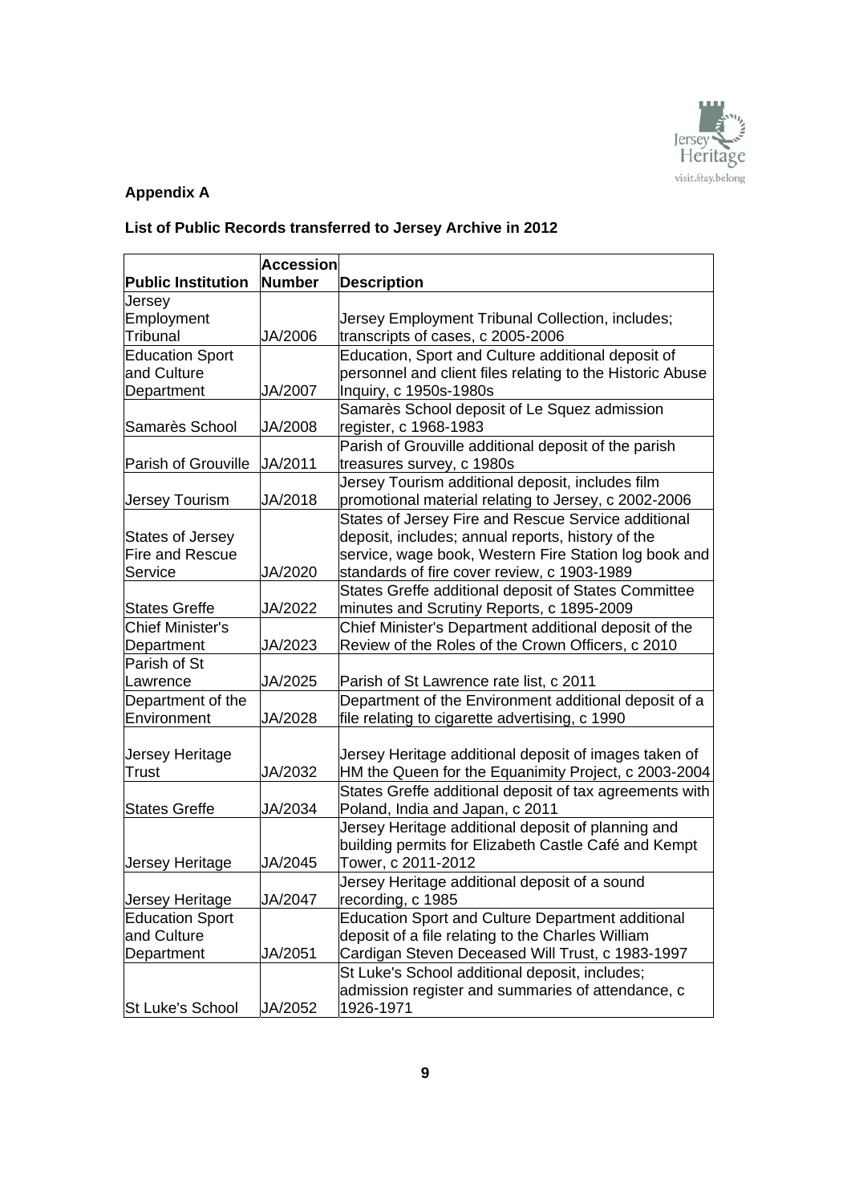**Appendix A**

**List of Public Records transferred to Jersey Archive in 2012**

| Public Institution | Accession Number | Description |
|---|---|---|
| Jersey Employment Tribunal | JA/2006 | Jersey Employment Tribunal Collection, includes; transcripts of cases, c 2005-2006 |
| Education Sport and Culture Department | JA/2007 | Education, Sport and Culture additional deposit of personnel and client files relating to the Historic Abuse Inquiry, c 1950s-1980s |
| Samarès School | JA/2008 | Samarès School deposit of Le Squez admission register, c 1968-1983 |
| Parish of Grouville | JA/2011 | Parish of Grouville additional deposit of the parish treasures survey, c 1980s |
| Jersey Tourism | JA/2018 | Jersey Tourism additional deposit, includes film promotional material relating to Jersey, c 2002-2006 |
| States of Jersey Fire and Rescue Service | JA/2020 | States of Jersey Fire and Rescue Service additional deposit, includes; annual reports, history of the service, wage book, Western Fire Station log book and standards of fire cover review, c 1903-1989 |
| States Greffe | JA/2022 | States Greffe additional deposit of States Committee minutes and Scrutiny Reports, c 1895-2009 |
| Chief Minister's Department | JA/2023 | Chief Minister's Department additional deposit of the Review of the Roles of the Crown Officers, c 2010 |
| Parish of St Lawrence | JA/2025 | Parish of St Lawrence rate list, c 2011 |
| Department of the Environment | JA/2028 | Department of the Environment additional deposit of a file relating to cigarette advertising, c 1990 |
| Jersey Heritage Trust | JA/2032 | Jersey Heritage additional deposit of images taken of HM the Queen for the Equanimity Project, c 2003-2004 |
| States Greffe | JA/2034 | States Greffe additional deposit of tax agreements with Poland, India and Japan, c 2011 |
| Jersey Heritage | JA/2045 | Jersey Heritage additional deposit of planning and building permits for Elizabeth Castle Café and Kempt Tower, c 2011-2012 |
| Jersey Heritage | JA/2047 | Jersey Heritage additional deposit of a sound recording, c 1985 |
| Education Sport and Culture Department | JA/2051 | Education Sport and Culture Department additional deposit of a file relating to the Charles William Cardigan Steven Deceased Will Trust, c 1983-1997 |
| St Luke's School | JA/2052 | St Luke's School additional deposit, includes; admission register and summaries of attendance, c 1926-1971 |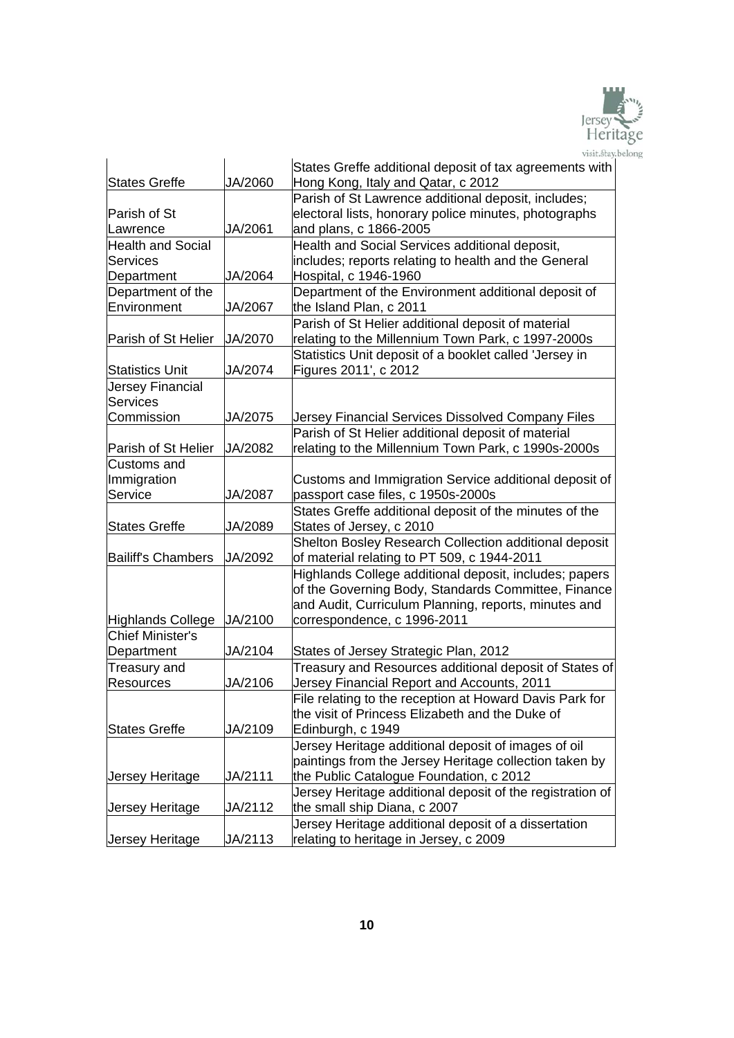| States Greffe | JA/2060 | States Greffe additional deposit of tax agreements with Hong Kong, Italy and Qatar, c 2012 |
|---|---|---|
| Parish of St Lawrence | JA/2061 | Parish of St Lawrence additional deposit, includes; electoral lists, honorary police minutes, photographs and plans, c 1866-2005 |
| Health and Social Services Department | JA/2064 | Health and Social Services additional deposit, includes; reports relating to health and the General Hospital, c 1946-1960 |
| Department of the Environment | JA/2067 | Department of the Environment additional deposit of the Island Plan, c 2011 |
| Parish of St Helier | JA/2070 | Parish of St Helier additional deposit of material relating to the Millennium Town Park, c 1997-2000s |
| Statistics Unit | JA/2074 | Statistics Unit deposit of a booklet called 'Jersey in Figures 2011', c 2012 |
| Jersey Financial Services Commission | JA/2075 | Jersey Financial Services Dissolved Company Files |
| Parish of St Helier | JA/2082 | Parish of St Helier additional deposit of material relating to the Millennium Town Park, c 1990s-2000s |
| Customs and Immigration Service | JA/2087 | Customs and Immigration Service additional deposit of passport case files, c 1950s-2000s |
| States Greffe | JA/2089 | States Greffe additional deposit of the minutes of the States of Jersey, c 2010 |
| Bailiff's Chambers | JA/2092 | Shelton Bosley Research Collection additional deposit of material relating to PT 509, c 1944-2011 |
| Highlands College | JA/2100 | Highlands College additional deposit, includes; papers of the Governing Body, Standards Committee, Finance and Audit, Curriculum Planning, reports, minutes and correspondence, c 1996-2011 |
| Chief Minister's Department | JA/2104 | States of Jersey Strategic Plan, 2012 |
| Treasury and Resources | JA/2106 | Treasury and Resources additional deposit of States of Jersey Financial Report and Accounts, 2011 |
| States Greffe | JA/2109 | File relating to the reception at Howard Davis Park for the visit of Princess Elizabeth and the Duke of Edinburgh, c 1949 |
| Jersey Heritage | JA/2111 | Jersey Heritage additional deposit of images of oil paintings from the Jersey Heritage collection taken by the Public Catalogue Foundation, c 2012 |
| Jersey Heritage | JA/2112 | Jersey Heritage additional deposit of the registration of the small ship Diana, c 2007 |
| Jersey Heritage | JA/2113 | Jersey Heritage additional deposit of a dissertation relating to heritage in Jersey, c 2009 |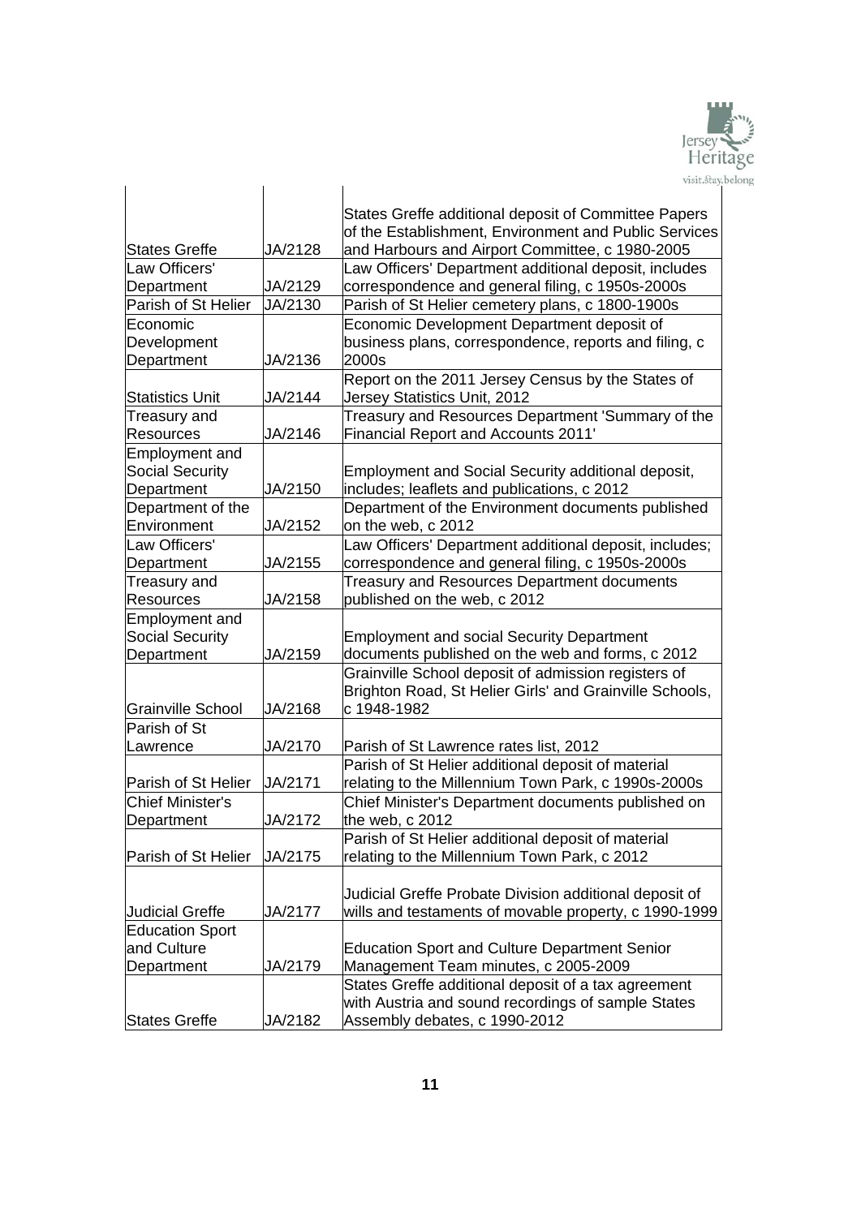| | | |
|---|---|---|
| States Greffe | JA/2128 | States Greffe additional deposit of Committee Papers of the Establishment, Environment and Public Services and Harbours and Airport Committee, c 1980-2005 |
| Law Officers' Department | JA/2129 | Law Officers' Department additional deposit, includes correspondence and general filing, c 1950s-2000s |
| Parish of St Helier | JA/2130 | Parish of St Helier cemetery plans, c 1800-1900s |
| Economic Development Department | JA/2136 | Economic Development Department deposit of business plans, correspondence, reports and filing, c 2000s |
| Statistics Unit | JA/2144 | Report on the 2011 Jersey Census by the States of Jersey Statistics Unit, 2012 |
| Treasury and Resources | JA/2146 | Treasury and Resources Department 'Summary of the Financial Report and Accounts 2011' |
| Employment and Social Security Department | JA/2150 | Employment and Social Security additional deposit, includes; leaflets and publications, c 2012 |
| Department of the Environment | JA/2152 | Department of the Environment documents published on the web, c 2012 |
| Law Officers' Department | JA/2155 | Law Officers' Department additional deposit, includes; correspondence and general filing, c 1950s-2000s |
| Treasury and Resources | JA/2158 | Treasury and Resources Department documents published on the web, c 2012 |
| Employment and Social Security Department | JA/2159 | Employment and social Security Department documents published on the web and forms, c 2012 |
| Grainville School | JA/2168 | Grainville School deposit of admission registers of Brighton Road, St Helier Girls' and Grainville Schools, c 1948-1982 |
| Parish of St Lawrence | JA/2170 | Parish of St Lawrence rates list, 2012 |
| Parish of St Helier | JA/2171 | Parish of St Helier additional deposit of material relating to the Millennium Town Park, c 1990s-2000s |
| Chief Minister's Department | JA/2172 | Chief Minister's Department documents published on the web, c 2012 |
| Parish of St Helier | JA/2175 | Parish of St Helier additional deposit of material relating to the Millennium Town Park, c 2012 |
| Judicial Greffe | JA/2177 | Judicial Greffe Probate Division additional deposit of wills and testaments of movable property, c 1990-1999 |
| Education Sport and Culture Department | JA/2179 | Education Sport and Culture Department Senior Management Team minutes, c 2005-2009 |
| States Greffe | JA/2182 | States Greffe additional deposit of a tax agreement with Austria and sound recordings of sample States Assembly debates, c 1990-2012 |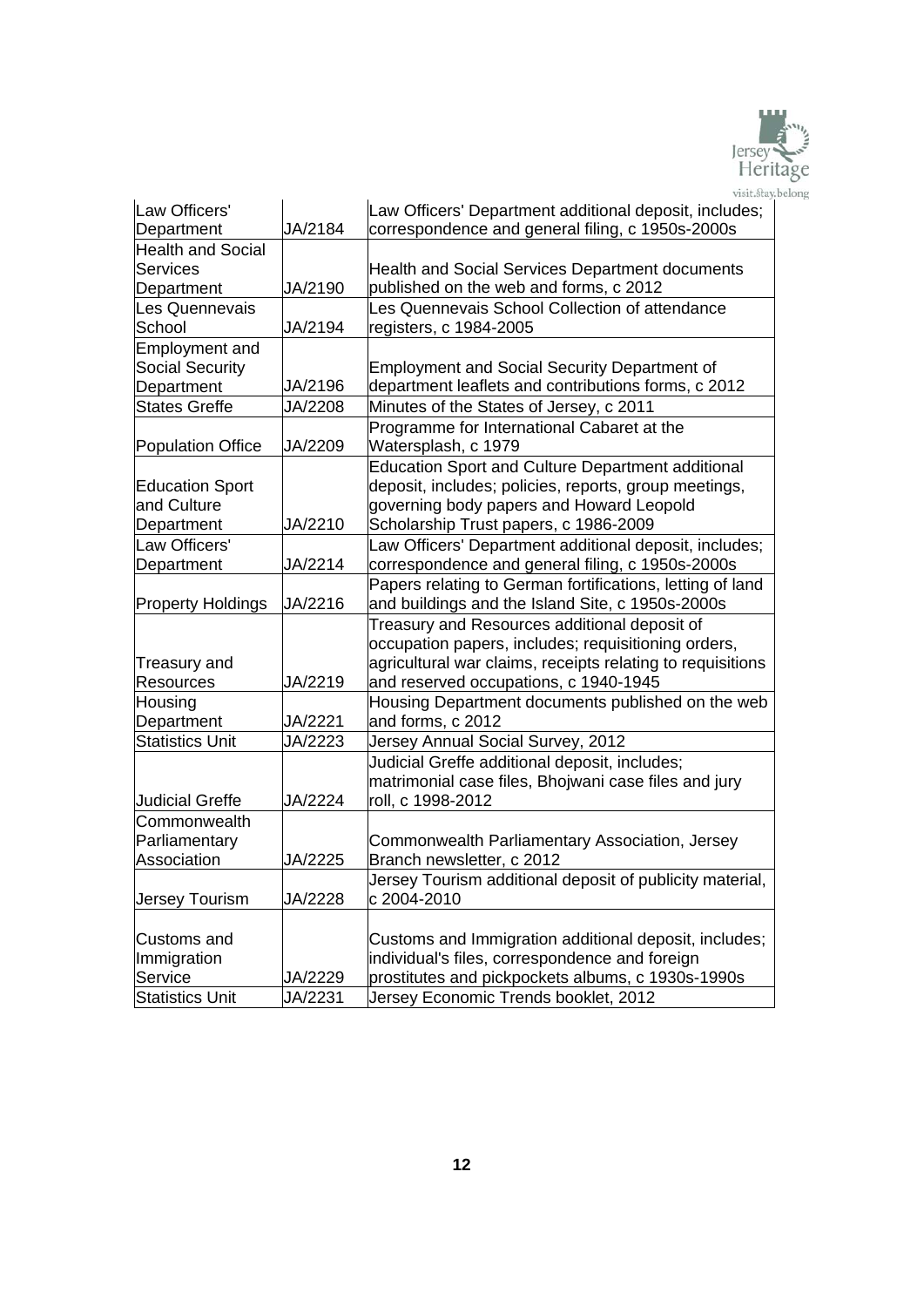| | | |
|---|---|---|
| Law Officers' Department | JA/2184 | Law Officers' Department additional deposit, includes; correspondence and general filing, c 1950s-2000s |
| Health and Social Services Department | JA/2190 | Health and Social Services Department documents published on the web and forms, c 2012 |
| Les Quennevais School | JA/2194 | Les Quennevais School Collection of attendance registers, c 1984-2005 |
| Employment and Social Security Department | JA/2196 | Employment and Social Security Department of department leaflets and contributions forms, c 2012 |
| States Greffe | JA/2208 | Minutes of the States of Jersey, c 2011 |
| Population Office | JA/2209 | Programme for International Cabaret at the Watersplash, c 1979 |
| Education Sport and Culture Department | JA/2210 | Education Sport and Culture Department additional deposit, includes; policies, reports, group meetings, governing body papers and Howard Leopold Scholarship Trust papers, c 1986-2009 |
| Law Officers' Department | JA/2214 | Law Officers' Department additional deposit, includes; correspondence and general filing, c 1950s-2000s |
| Property Holdings | JA/2216 | Papers relating to German fortifications, letting of land and buildings and the Island Site, c 1950s-2000s |
| Treasury and Resources | JA/2219 | Treasury and Resources additional deposit of occupation papers, includes; requisitioning orders, agricultural war claims, receipts relating to requisitions and reserved occupations, c 1940-1945 |
| Housing Department | JA/2221 | Housing Department documents published on the web and forms, c 2012 |
| Statistics Unit | JA/2223 | Jersey Annual Social Survey, 2012 |
| Judicial Greffe | JA/2224 | Judicial Greffe additional deposit, includes; matrimonial case files, Bhojwani case files and jury roll, c 1998-2012 |
| Commonwealth Parliamentary Association | JA/2225 | Commonwealth Parliamentary Association, Jersey Branch newsletter, c 2012 |
| Jersey Tourism | JA/2228 | Jersey Tourism additional deposit of publicity material, c 2004-2010 |
| Customs and Immigration Service | JA/2229 | Customs and Immigration additional deposit, includes; individual's files, correspondence and foreign prostitutes and pickpockets albums, c 1930s-1990s |
| Statistics Unit | JA/2231 | Jersey Economic Trends booklet, 2012 |